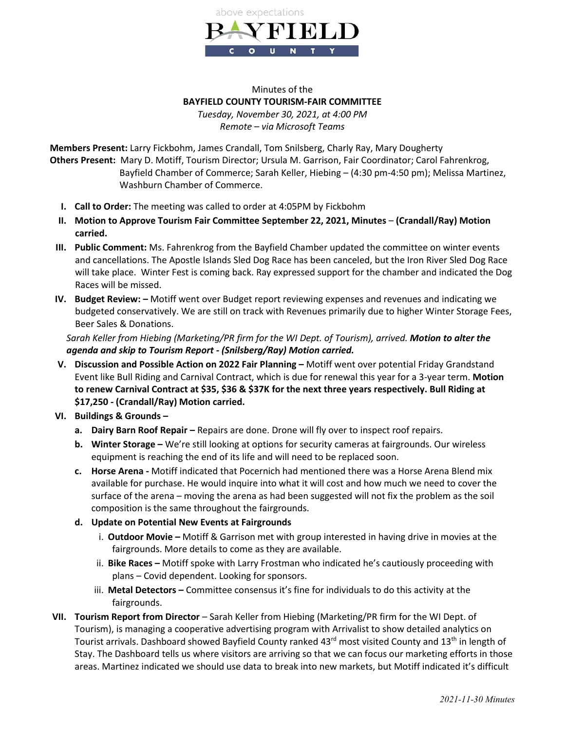above expectations

**BAYFIELD COUNTY**

Minutes of the
**BAYFIELD COUNTY TOURISM-FAIR COMMITTEE**
*Tuesday, November 30, 2021, at 4:00 PM*
*Remote – via Microsoft Teams*

**Members Present:** Larry Fickbohm, James Crandall, Tom Snilsberg, Charly Ray, Mary Dougherty
**Others Present:** Mary D. Motiff, Tourism Director; Ursula M. Garrison, Fair Coordinator; Carol Fahrenkrog, Bayfield Chamber of Commerce; Sarah Keller, Hiebing – (4:30 pm-4:50 pm); Melissa Martinez, Washburn Chamber of Commerce.

I. **Call to Order:** The meeting was called to order at 4:05PM by Fickbohm

II. **Motion to Approve Tourism Fair Committee September 22, 2021, Minutes** – **(Crandall/Ray) Motion carried.**

III. **Public Comment:** Ms. Fahrenkrog from the Bayfield Chamber updated the committee on winter events and cancellations. The Apostle Islands Sled Dog Race has been canceled, but the Iron River Sled Dog Race will take place. Winter Fest is coming back. Ray expressed support for the chamber and indicated the Dog Races will be missed.

IV. **Budget Review: –** Motiff went over Budget report reviewing expenses and revenues and indicating we budgeted conservatively. We are still on track with Revenues primarily due to higher Winter Storage Fees, Beer Sales & Donations.

*Sarah Keller from Hiebing (Marketing/PR firm for the WI Dept. of Tourism), arrived.* ***Motion to alter the agenda and skip to Tourism Report - (Snilsberg/Ray) Motion carried.***

V. **Discussion and Possible Action on 2022 Fair Planning –** Motiff went over potential Friday Grandstand Event like Bull Riding and Carnival Contract, which is due for renewal this year for a 3-year term. **Motion to renew Carnival Contract at $35, $36 & $37K for the next three years respectively. Bull Riding at $17,250 - (Crandall/Ray) Motion carried.**

VI. **Buildings & Grounds –**

   a. **Dairy Barn Roof Repair –** Repairs are done. Drone will fly over to inspect roof repairs.

   b. **Winter Storage –** We're still looking at options for security cameras at fairgrounds. Our wireless equipment is reaching the end of its life and will need to be replaced soon.

   c. **Horse Arena -** Motiff indicated that Pocernich had mentioned there was a Horse Arena Blend mix available for purchase. He would inquire into what it will cost and how much we need to cover the surface of the arena – moving the arena as had been suggested will not fix the problem as the soil composition is the same throughout the fairgrounds.

   d. **Update on Potential New Events at Fairgrounds**

      i. **Outdoor Movie –** Motiff & Garrison met with group interested in having drive in movies at the fairgrounds. More details to come as they are available.

      ii. **Bike Races –** Motiff spoke with Larry Frostman who indicated he's cautiously proceeding with plans – Covid dependent. Looking for sponsors.

      iii. **Metal Detectors –** Committee consensus it's fine for individuals to do this activity at the fairgrounds.

VII. **Tourism Report from Director** – Sarah Keller from Hiebing (Marketing/PR firm for the WI Dept. of Tourism), is managing a cooperative advertising program with Arrivalist to show detailed analytics on Tourist arrivals. Dashboard showed Bayfield County ranked 43rd most visited County and 13th in length of Stay. The Dashboard tells us where visitors are arriving so that we can focus our marketing efforts in those areas. Martinez indicated we should use data to break into new markets, but Motiff indicated it's difficult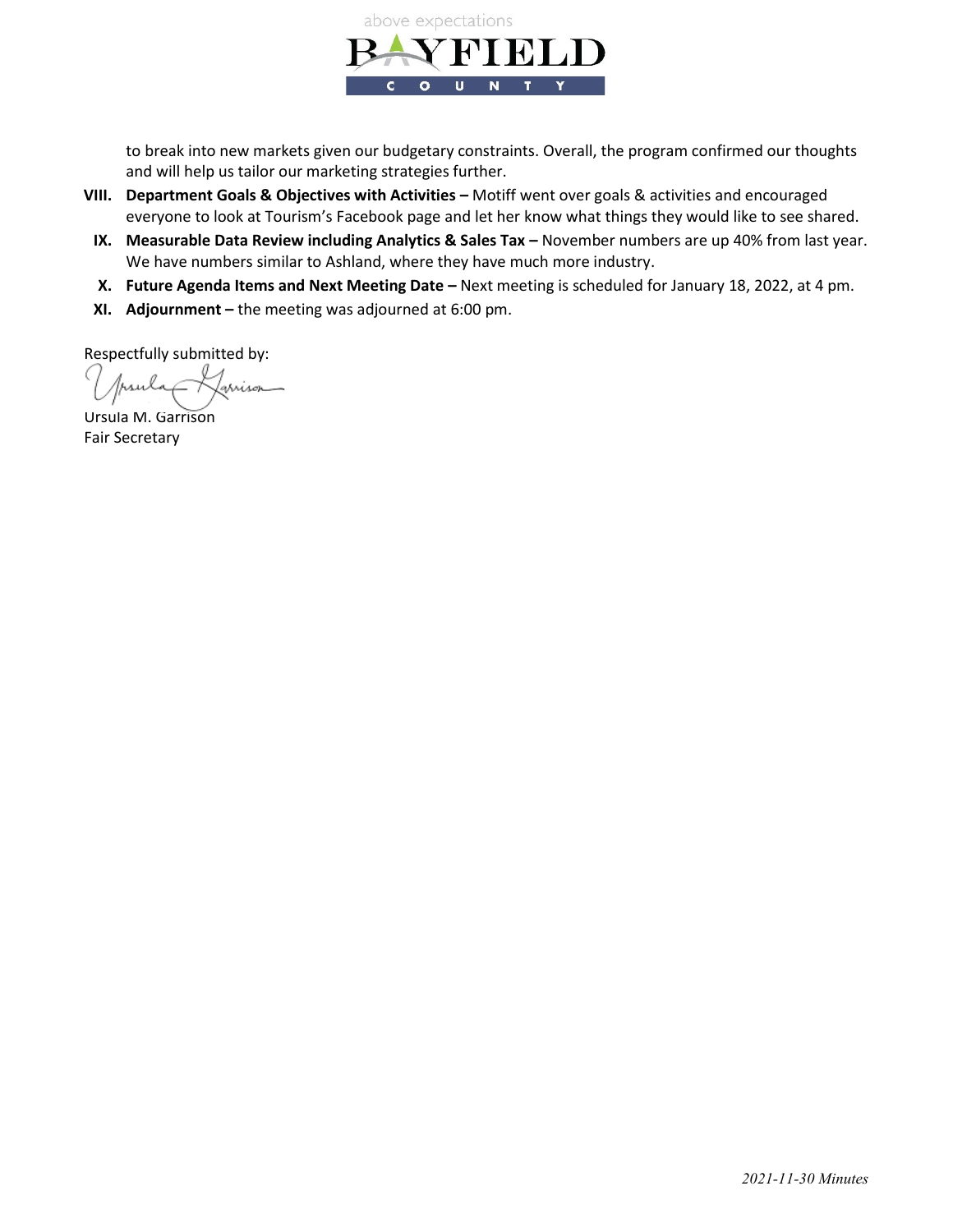to break into new markets given our budgetary constraints. Overall, the program confirmed our thoughts and will help us tailor our marketing strategies further.

VIII. **Department Goals & Objectives with Activities –** Motiff went over goals & activities and encouraged everyone to look at Tourism's Facebook page and let her know what things they would like to see shared.

IX. **Measurable Data Review including Analytics & Sales Tax –** November numbers are up 40% from last year. We have numbers similar to Ashland, where they have much more industry.

X. **Future Agenda Items and Next Meeting Date –** Next meeting is scheduled for January 18, 2022, at 4 pm.

XI. **Adjournment –** the meeting was adjourned at 6:00 pm.

Respectfully submitted by:

Ursula M. Garrison
Fair Secretary